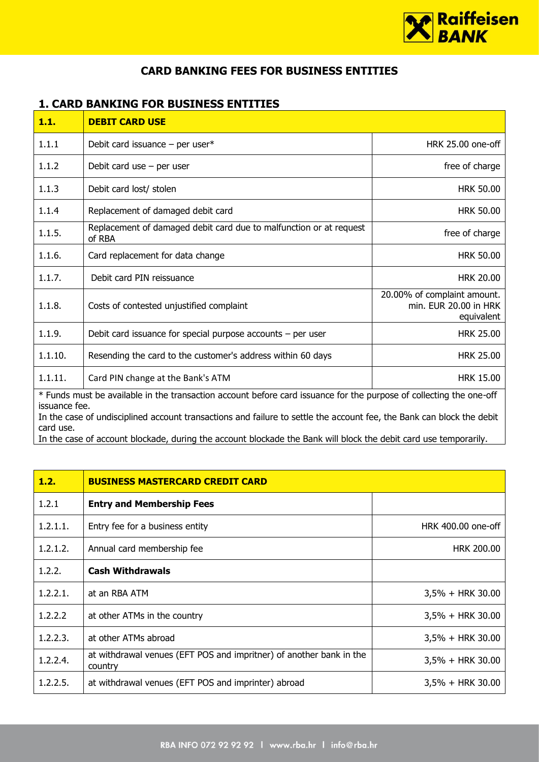# CARD BANKING FEES FOR BUSINESS ENTITIES

## 1. CARD BANKING FOR BUSINESS ENTITIES

| **1.1.** | **DEBIT CARD USE** | |
|---|---|---|
| 1.1.1 | Debit card issuance – per user* | HRK 25.00 one-off |
| 1.1.2 | Debit card use – per user | free of charge |
| 1.1.3 | Debit card lost/ stolen | HRK 50.00 |
| 1.1.4 | Replacement of damaged debit card | HRK 50.00 |
| 1.1.5. | Replacement of damaged debit card due to malfunction or at request of RBA | free of charge |
| 1.1.6. | Card replacement for data change | HRK 50.00 |
| 1.1.7. | Debit card PIN reissuance | HRK 20.00 |
| 1.1.8. | Costs of contested unjustified complaint | 20.00% of complaint amount. min. EUR 20.00 in HRK equivalent |
| 1.1.9. | Debit card issuance for special purpose accounts – per user | HRK 25.00 |
| 1.1.10. | Resending the card to the customer's address within 60 days | HRK 25.00 |
| 1.1.11. | Card PIN change at the Bank's ATM | HRK 15.00 |

* Funds must be available in the transaction account before card issuance for the purpose of collecting the one-off issuance fee.
In the case of undisciplined account transactions and failure to settle the account fee, the Bank can block the debit card use.
In the case of account blockade, during the account blockade the Bank will block the debit card use temporarily.

| **1.2.** | **BUSINESS MASTERCARD CREDIT CARD** | |
|---|---|---|
| 1.2.1 | **Entry and Membership Fees** | |
| 1.2.1.1. | Entry fee for a business entity | HRK 400.00 one-off |
| 1.2.1.2. | Annual card membership fee | HRK 200.00 |
| 1.2.2. | **Cash Withdrawals** | |
| 1.2.2.1. | at an RBA ATM | 3,5% + HRK 30.00 |
| 1.2.2.2 | at other ATMs in the country | 3,5% + HRK 30.00 |
| 1.2.2.3. | at other ATMs abroad | 3,5% + HRK 30.00 |
| 1.2.2.4. | at withdrawal venues (EFT POS and imprintner) of another bank in the country | 3,5% + HRK 30.00 |
| 1.2.2.5. | at withdrawal venues (EFT POS and imprinter) abroad | 3,5% + HRK 30.00 |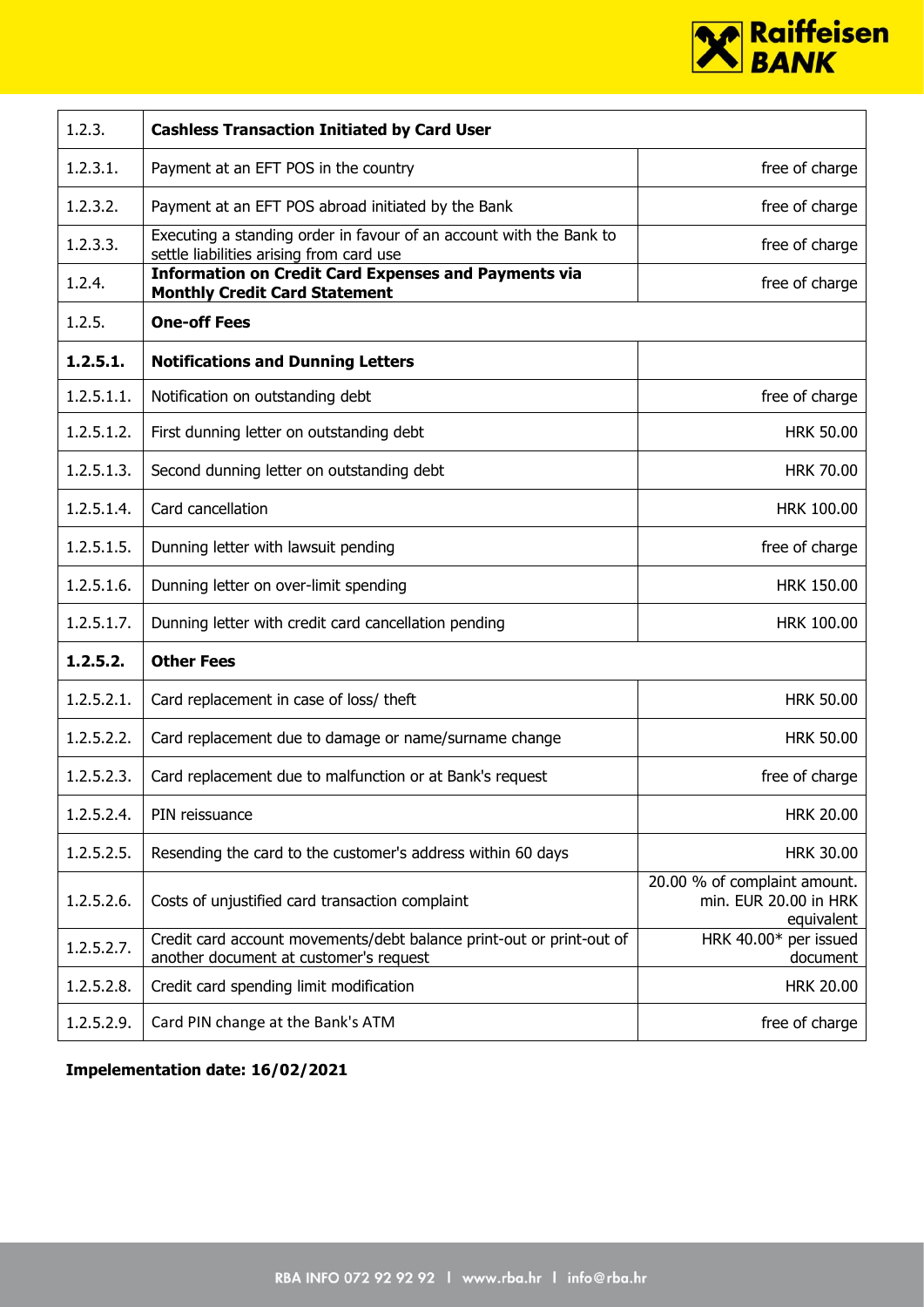| | | |
|---|---|---|
| 1.2.3. | **Cashless Transaction Initiated by Card User** | |
| 1.2.3.1. | Payment at an EFT POS in the country | free of charge |
| 1.2.3.2. | Payment at an EFT POS abroad initiated by the Bank | free of charge |
| 1.2.3.3. | Executing a standing order in favour of an account with the Bank to settle liabilities arising from card use | free of charge |
| 1.2.4. | **Information on Credit Card Expenses and Payments via Monthly Credit Card Statement** | free of charge |
| 1.2.5. | **One-off Fees** | |
| **1.2.5.1.** | **Notifications and Dunning Letters** | |
| 1.2.5.1.1. | Notification on outstanding debt | free of charge |
| 1.2.5.1.2. | First dunning letter on outstanding debt | HRK 50.00 |
| 1.2.5.1.3. | Second dunning letter on outstanding debt | HRK 70.00 |
| 1.2.5.1.4. | Card cancellation | HRK 100.00 |
| 1.2.5.1.5. | Dunning letter with lawsuit pending | free of charge |
| 1.2.5.1.6. | Dunning letter on over-limit spending | HRK 150.00 |
| 1.2.5.1.7. | Dunning letter with credit card cancellation pending | HRK 100.00 |
| **1.2.5.2.** | **Other Fees** | |
| 1.2.5.2.1. | Card replacement in case of loss/ theft | HRK 50.00 |
| 1.2.5.2.2. | Card replacement due to damage or name/surname change | HRK 50.00 |
| 1.2.5.2.3. | Card replacement due to malfunction or at Bank's request | free of charge |
| 1.2.5.2.4. | PIN reissuance | HRK 20.00 |
| 1.2.5.2.5. | Resending the card to the customer's address within 60 days | HRK 30.00 |
| 1.2.5.2.6. | Costs of unjustified card transaction complaint | 20.00 % of complaint amount. min. EUR 20.00 in HRK equivalent |
| 1.2.5.2.7. | Credit card account movements/debt balance print-out or print-out of another document at customer's request | HRK 40.00* per issued document |
| 1.2.5.2.8. | Credit card spending limit modification | HRK 20.00 |
| 1.2.5.2.9. | Card PIN change at the Bank's ATM | free of charge |

**Impelementation date: 16/02/2021**